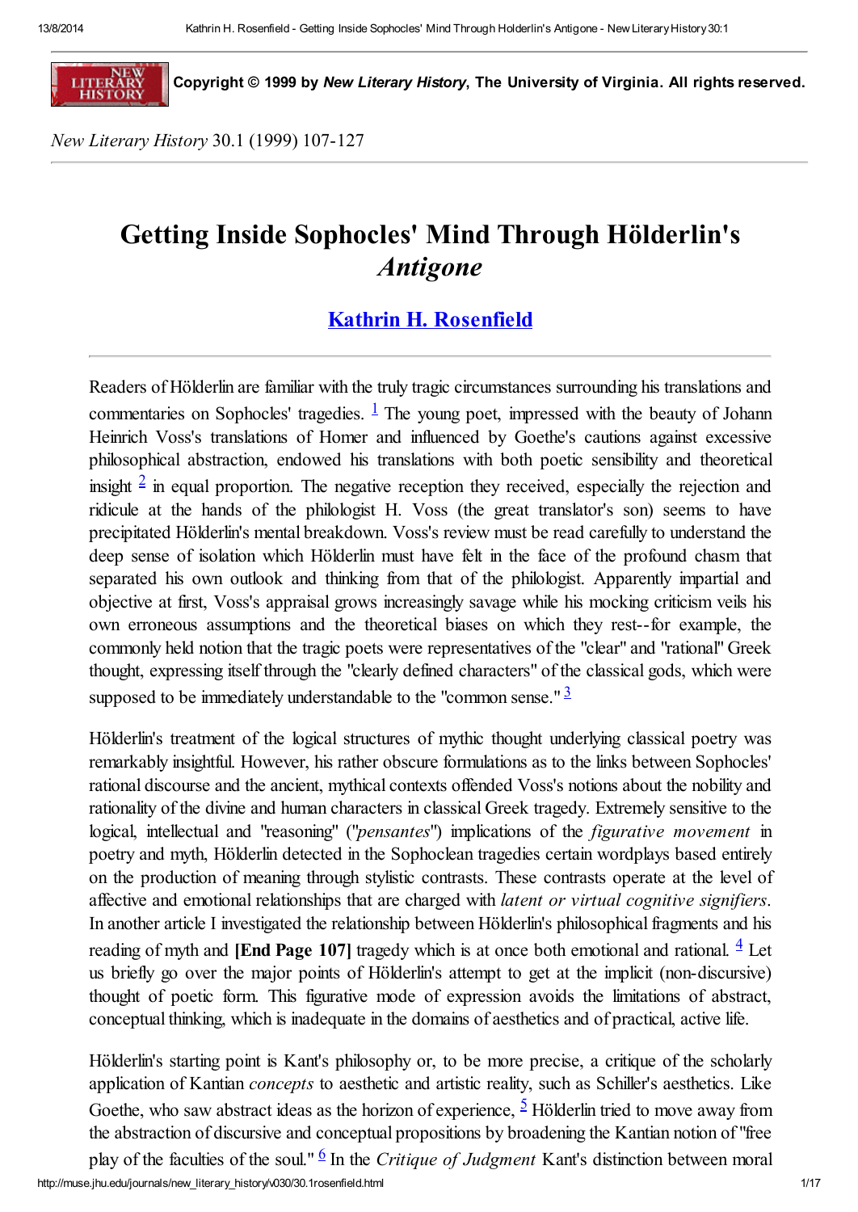Copyright © 1999 by *New Literary History*, The University of Virginia. All rights reserved.

*New Literary History* 30.1 (1999) 107-127

# Getting Inside Sophocles' Mind Through Hölderlin's *Antigone*

## Kathrin H. Rosenfield

Readers of Hölderlin are familiar with the truly tragic circumstances surrounding his translations and commentaries on Sophocles' tragedies. [1] The young poet, impressed with the beauty of Johann Heinrich Voss's translations of Homer and influenced by Goethe's cautions against excessive philosophical abstraction, endowed his translations with both poetic sensibility and theoretical insight [2] in equal proportion. The negative reception they received, especially the rejection and ridicule at the hands of the philologist H. Voss (the great translator's son) seems to have precipitated Hölderlin's mental breakdown. Voss's review must be read carefully to understand the deep sense of isolation which Hölderlin must have felt in the face of the profound chasm that separated his own outlook and thinking from that of the philologist. Apparently impartial and objective at first, Voss's appraisal grows increasingly savage while his mocking criticism veils his own erroneous assumptions and the theoretical biases on which they rest--for example, the commonly held notion that the tragic poets were representatives of the "clear" and "rational" Greek thought, expressing itself through the "clearly defined characters" of the classical gods, which were supposed to be immediately understandable to the "common sense." [3]

Hölderlin's treatment of the logical structures of mythic thought underlying classical poetry was remarkably insightful. However, his rather obscure formulations as to the links between Sophocles' rational discourse and the ancient, mythical contexts offended Voss's notions about the nobility and rationality of the divine and human characters in classical Greek tragedy. Extremely sensitive to the logical, intellectual and "reasoning" ("*pensantes*") implications of the *figurative movement* in poetry and myth, Hölderlin detected in the Sophoclean tragedies certain wordplays based entirely on the production of meaning through stylistic contrasts. These contrasts operate at the level of affective and emotional relationships that are charged with *latent or virtual cognitive signifiers*. In another article I investigated the relationship between Hölderlin's philosophical fragments and his reading of myth and **[End Page 107]** tragedy which is at once both emotional and rational. [4] Let us briefly go over the major points of Hölderlin's attempt to get at the implicit (non-discursive) thought of poetic form. This figurative mode of expression avoids the limitations of abstract, conceptual thinking, which is inadequate in the domains of aesthetics and of practical, active life.

Hölderlin's starting point is Kant's philosophy or, to be more precise, a critique of the scholarly application of Kantian *concepts* to aesthetic and artistic reality, such as Schiller's aesthetics. Like Goethe, who saw abstract ideas as the horizon of experience, [5] Hölderlin tried to move away from the abstraction of discursive and conceptual propositions by broadening the Kantian notion of "free play of the faculties of the soul." [6] In the *Critique of Judgment* Kant's distinction between moral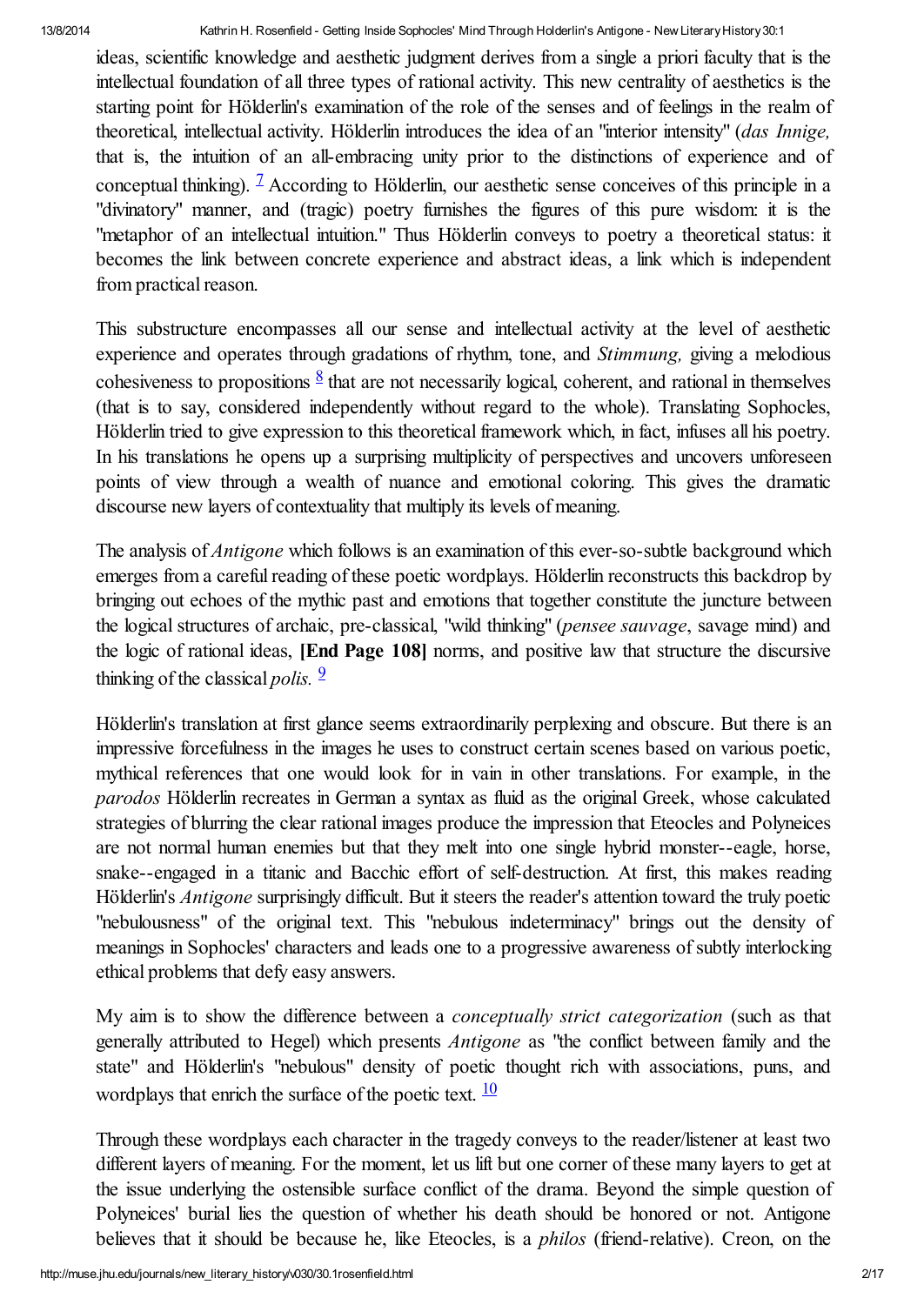ideas, scientific knowledge and aesthetic judgment derives from a single a priori faculty that is the intellectual foundation of all three types of rational activity. This new centrality of aesthetics is the starting point for Hölderlin's examination of the role of the senses and of feelings in the realm of theoretical, intellectual activity. Hölderlin introduces the idea of an "interior intensity" (*das Innige,* that is, the intuition of an all-embracing unity prior to the distinctions of experience and of conceptual thinking). [7] According to Hölderlin, our aesthetic sense conceives of this principle in a "divinatory" manner, and (tragic) poetry furnishes the figures of this pure wisdom: it is the "metaphor of an intellectual intuition." Thus Hölderlin conveys to poetry a theoretical status: it becomes the link between concrete experience and abstract ideas, a link which is independent from practical reason.

This substructure encompasses all our sense and intellectual activity at the level of aesthetic experience and operates through gradations of rhythm, tone, and *Stimmung,* giving a melodious cohesiveness to propositions [8] that are not necessarily logical, coherent, and rational in themselves (that is to say, considered independently without regard to the whole). Translating Sophocles, Hölderlin tried to give expression to this theoretical framework which, in fact, infuses all his poetry. In his translations he opens up a surprising multiplicity of perspectives and uncovers unforeseen points of view through a wealth of nuance and emotional coloring. This gives the dramatic discourse new layers of contextuality that multiply its levels of meaning.

The analysis of *Antigone* which follows is an examination of this ever-so-subtle background which emerges from a careful reading of these poetic wordplays. Hölderlin reconstructs this backdrop by bringing out echoes of the mythic past and emotions that together constitute the juncture between the logical structures of archaic, pre-classical, "wild thinking" (*pensee sauvage*, savage mind) and the logic of rational ideas, **[End Page 108]** norms, and positive law that structure the discursive thinking of the classical *polis.* [9]

Hölderlin's translation at first glance seems extraordinarily perplexing and obscure. But there is an impressive forcefulness in the images he uses to construct certain scenes based on various poetic, mythical references that one would look for in vain in other translations. For example, in the *parodos* Hölderlin recreates in German a syntax as fluid as the original Greek, whose calculated strategies of blurring the clear rational images produce the impression that Eteocles and Polyneices are not normal human enemies but that they melt into one single hybrid monster--eagle, horse, snake--engaged in a titanic and Bacchic effort of self-destruction. At first, this makes reading Hölderlin's *Antigone* surprisingly difficult. But it steers the reader's attention toward the truly poetic "nebulousness" of the original text. This "nebulous indeterminacy" brings out the density of meanings in Sophocles' characters and leads one to a progressive awareness of subtly interlocking ethical problems that defy easy answers.

My aim is to show the difference between a *conceptually strict categorization* (such as that generally attributed to Hegel) which presents *Antigone* as "the conflict between family and the state" and Hölderlin's "nebulous" density of poetic thought rich with associations, puns, and wordplays that enrich the surface of the poetic text. [10]

Through these wordplays each character in the tragedy conveys to the reader/listener at least two different layers of meaning. For the moment, let us lift but one corner of these many layers to get at the issue underlying the ostensible surface conflict of the drama. Beyond the simple question of Polyneices' burial lies the question of whether his death should be honored or not. Antigone believes that it should be because he, like Eteocles, is a *philos* (friend-relative). Creon, on the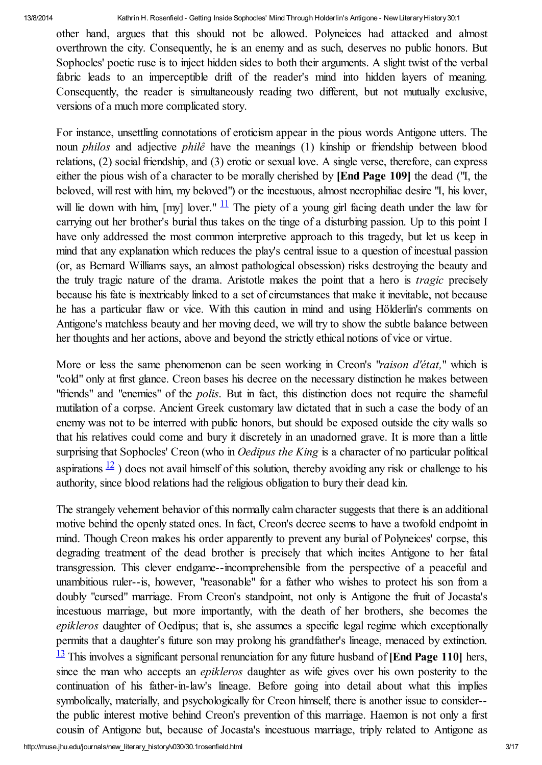other hand, argues that this should not be allowed. Polyneices had attacked and almost overthrown the city. Consequently, he is an enemy and as such, deserves no public honors. But Sophocles' poetic ruse is to inject hidden sides to both their arguments. A slight twist of the verbal fabric leads to an imperceptible drift of the reader's mind into hidden layers of meaning. Consequently, the reader is simultaneously reading two different, but not mutually exclusive, versions of a much more complicated story.

For instance, unsettling connotations of eroticism appear in the pious words Antigone utters. The noun *philos* and adjective *philê* have the meanings (1) kinship or friendship between blood relations, (2) social friendship, and (3) erotic or sexual love. A single verse, therefore, can express either the pious wish of a character to be morally cherished by **[End Page 109]** the dead ("I, the beloved, will rest with him, my beloved") or the incestuous, almost necrophiliac desire "I, his lover, will lie down with him, [my] lover." [11] The piety of a young girl facing death under the law for carrying out her brother's burial thus takes on the tinge of a disturbing passion. Up to this point I have only addressed the most common interpretive approach to this tragedy, but let us keep in mind that any explanation which reduces the play's central issue to a question of incestual passion (or, as Bernard Williams says, an almost pathological obsession) risks destroying the beauty and the truly tragic nature of the drama. Aristotle makes the point that a hero is *tragic* precisely because his fate is inextricably linked to a set of circumstances that make it inevitable, not because he has a particular flaw or vice. With this caution in mind and using Hölderlin's comments on Antigone's matchless beauty and her moving deed, we will try to show the subtle balance between her thoughts and her actions, above and beyond the strictly ethical notions of vice or virtue.

More or less the same phenomenon can be seen working in Creon's "*raison d'état,*" which is "cold" only at first glance. Creon bases his decree on the necessary distinction he makes between "friends" and "enemies" of the *polis*. But in fact, this distinction does not require the shameful mutilation of a corpse. Ancient Greek customary law dictated that in such a case the body of an enemy was not to be interred with public honors, but should be exposed outside the city walls so that his relatives could come and bury it discretely in an unadorned grave. It is more than a little surprising that Sophocles' Creon (who in *Oedipus the King* is a character of no particular political aspirations [12] ) does not avail himself of this solution, thereby avoiding any risk or challenge to his authority, since blood relations had the religious obligation to bury their dead kin.

The strangely vehement behavior of this normally calm character suggests that there is an additional motive behind the openly stated ones. In fact, Creon's decree seems to have a twofold endpoint in mind. Though Creon makes his order apparently to prevent any burial of Polyneices' corpse, this degrading treatment of the dead brother is precisely that which incites Antigone to her fatal transgression. This clever endgame--incomprehensible from the perspective of a peaceful and unambitious ruler--is, however, "reasonable" for a father who wishes to protect his son from a doubly "cursed" marriage. From Creon's standpoint, not only is Antigone the fruit of Jocasta's incestuous marriage, but more importantly, with the death of her brothers, she becomes the *epikleros* daughter of Oedipus; that is, she assumes a specific legal regime which exceptionally permits that a daughter's future son may prolong his grandfather's lineage, menaced by extinction. [13] This involves a significant personal renunciation for any future husband of **[End Page 110]** hers, since the man who accepts an *epikleros* daughter as wife gives over his own posterity to the continuation of his father-in-law's lineage. Before going into detail about what this implies symbolically, materially, and psychologically for Creon himself, there is another issue to consider--the public interest motive behind Creon's prevention of this marriage. Haemon is not only a first cousin of Antigone but, because of Jocasta's incestuous marriage, triply related to Antigone as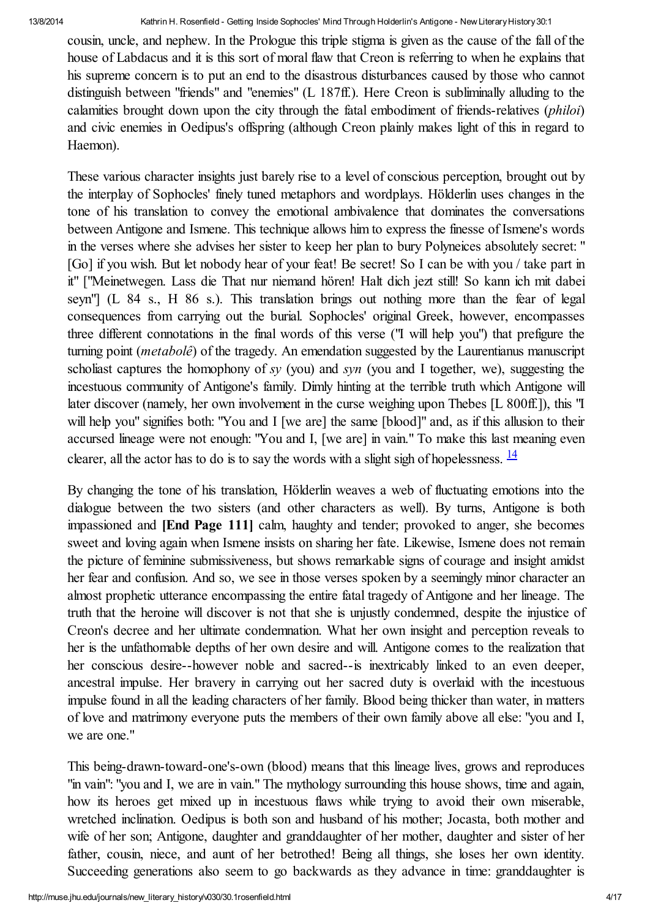cousin, uncle, and nephew. In the Prologue this triple stigma is given as the cause of the fall of the house of Labdacus and it is this sort of moral flaw that Creon is referring to when he explains that his supreme concern is to put an end to the disastrous disturbances caused by those who cannot distinguish between "friends" and "enemies" (L 187ff.). Here Creon is subliminally alluding to the calamities brought down upon the city through the fatal embodiment of friends-relatives (*philoi*) and civic enemies in Oedipus's offspring (although Creon plainly makes light of this in regard to Haemon).

These various character insights just barely rise to a level of conscious perception, brought out by the interplay of Sophocles' finely tuned metaphors and wordplays. Hölderlin uses changes in the tone of his translation to convey the emotional ambivalence that dominates the conversations between Antigone and Ismene. This technique allows him to express the finesse of Ismene's words in the verses where she advises her sister to keep her plan to bury Polyneices absolutely secret: "[Go] if you wish. But let nobody hear of your feat! Be secret! So I can be with you / take part in it" ["Meinetwegen. Lass die That nur niemand hören! Halt dich jezt still! So kann ich mit dabei seyn"] (L 84 s., H 86 s.). This translation brings out nothing more than the fear of legal consequences from carrying out the burial. Sophocles' original Greek, however, encompasses three different connotations in the final words of this verse ("I will help you") that prefigure the turning point (*metabolê*) of the tragedy. An emendation suggested by the Laurentianus manuscript scholiast captures the homophony of *sy* (you) and *syn* (you and I together, we), suggesting the incestuous community of Antigone's family. Dimly hinting at the terrible truth which Antigone will later discover (namely, her own involvement in the curse weighing upon Thebes [L 800ff.]), this "I will help you" signifies both: "You and I [we are] the same [blood]" and, as if this allusion to their accursed lineage were not enough: "You and I, [we are] in vain." To make this last meaning even clearer, all the actor has to do is to say the words with a slight sigh of hopelessness. [14]

By changing the tone of his translation, Hölderlin weaves a web of fluctuating emotions into the dialogue between the two sisters (and other characters as well). By turns, Antigone is both impassioned and **[End Page 111]** calm, haughty and tender; provoked to anger, she becomes sweet and loving again when Ismene insists on sharing her fate. Likewise, Ismene does not remain the picture of feminine submissiveness, but shows remarkable signs of courage and insight amidst her fear and confusion. And so, we see in those verses spoken by a seemingly minor character an almost prophetic utterance encompassing the entire fatal tragedy of Antigone and her lineage. The truth that the heroine will discover is not that she is unjustly condemned, despite the injustice of Creon's decree and her ultimate condemnation. What her own insight and perception reveals to her is the unfathomable depths of her own desire and will. Antigone comes to the realization that her conscious desire--however noble and sacred--is inextricably linked to an even deeper, ancestral impulse. Her bravery in carrying out her sacred duty is overlaid with the incestuous impulse found in all the leading characters of her family. Blood being thicker than water, in matters of love and matrimony everyone puts the members of their own family above all else: "you and I, we are one."

This being-drawn-toward-one's-own (blood) means that this lineage lives, grows and reproduces "in vain": "you and I, we are in vain." The mythology surrounding this house shows, time and again, how its heroes get mixed up in incestuous flaws while trying to avoid their own miserable, wretched inclination. Oedipus is both son and husband of his mother; Jocasta, both mother and wife of her son; Antigone, daughter and granddaughter of her mother, daughter and sister of her father, cousin, niece, and aunt of her betrothed! Being all things, she loses her own identity. Succeeding generations also seem to go backwards as they advance in time: granddaughter is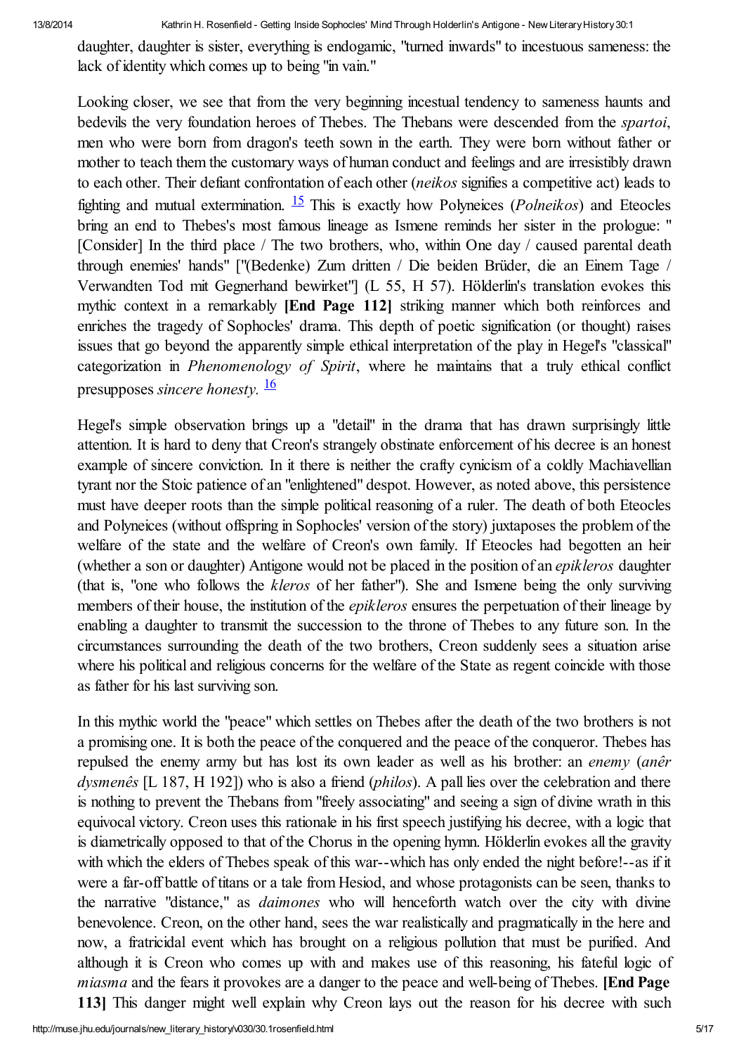daughter, daughter is sister, everything is endogamic, "turned inwards" to incestuous sameness: the lack of identity which comes up to being "in vain."

Looking closer, we see that from the very beginning incestual tendency to sameness haunts and bedevils the very foundation heroes of Thebes. The Thebans were descended from the *spartoi*, men who were born from dragon's teeth sown in the earth. They were born without father or mother to teach them the customary ways of human conduct and feelings and are irresistibly drawn to each other. Their defiant confrontation of each other (*neikos* signifies a competitive act) leads to fighting and mutual extermination. [15] This is exactly how Polyneices (*Polneikos*) and Eteocles bring an end to Thebes's most famous lineage as Ismene reminds her sister in the prologue: " [Consider] In the third place / The two brothers, who, within One day / caused parental death through enemies' hands" ["(Bedenke) Zum dritten / Die beiden Brüder, die an Einem Tage / Verwandten Tod mit Gegnerhand bewirket"] (L 55, H 57). Hölderlin's translation evokes this mythic context in a remarkably **[End Page 112]** striking manner which both reinforces and enriches the tragedy of Sophocles' drama. This depth of poetic signification (or thought) raises issues that go beyond the apparently simple ethical interpretation of the play in Hegel's "classical" categorization in *Phenomenology of Spirit*, where he maintains that a truly ethical conflict presupposes *sincere honesty*. [16]

Hegel's simple observation brings up a "detail" in the drama that has drawn surprisingly little attention. It is hard to deny that Creon's strangely obstinate enforcement of his decree is an honest example of sincere conviction. In it there is neither the crafty cynicism of a coldly Machiavellian tyrant nor the Stoic patience of an "enlightened" despot. However, as noted above, this persistence must have deeper roots than the simple political reasoning of a ruler. The death of both Eteocles and Polyneices (without offspring in Sophocles' version of the story) juxtaposes the problem of the welfare of the state and the welfare of Creon's own family. If Eteocles had begotten an heir (whether a son or daughter) Antigone would not be placed in the position of an *epikleros* daughter (that is, "one who follows the *kleros* of her father"). She and Ismene being the only surviving members of their house, the institution of the *epikleros* ensures the perpetuation of their lineage by enabling a daughter to transmit the succession to the throne of Thebes to any future son. In the circumstances surrounding the death of the two brothers, Creon suddenly sees a situation arise where his political and religious concerns for the welfare of the State as regent coincide with those as father for his last surviving son.

In this mythic world the "peace" which settles on Thebes after the death of the two brothers is not a promising one. It is both the peace of the conquered and the peace of the conqueror. Thebes has repulsed the enemy army but has lost its own leader as well as his brother: an *enemy* (*anêr dysmenês* [L 187, H 192]) who is also a friend (*philos*). A pall lies over the celebration and there is nothing to prevent the Thebans from "freely associating" and seeing a sign of divine wrath in this equivocal victory. Creon uses this rationale in his first speech justifying his decree, with a logic that is diametrically opposed to that of the Chorus in the opening hymn. Hölderlin evokes all the gravity with which the elders of Thebes speak of this war--which has only ended the night before!--as if it were a far-off battle of titans or a tale from Hesiod, and whose protagonists can be seen, thanks to the narrative "distance," as *daimones* who will henceforth watch over the city with divine benevolence. Creon, on the other hand, sees the war realistically and pragmatically in the here and now, a fratricidal event which has brought on a religious pollution that must be purified. And although it is Creon who comes up with and makes use of this reasoning, his fateful logic of *miasma* and the fears it provokes are a danger to the peace and well-being of Thebes. **[End Page 113]** This danger might well explain why Creon lays out the reason for his decree with such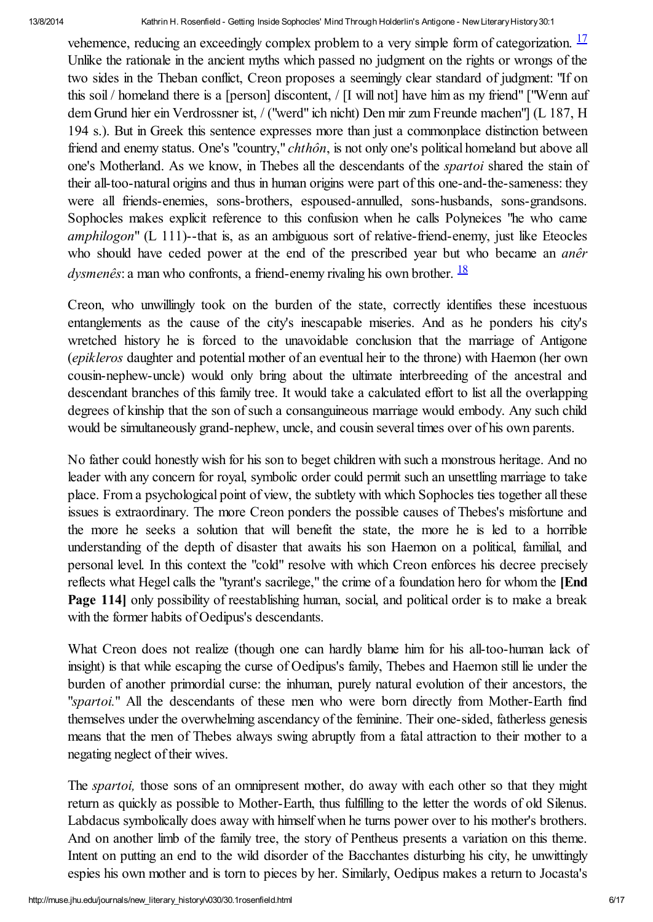vehemence, reducing an exceedingly complex problem to a very simple form of categorization. [17] Unlike the rationale in the ancient myths which passed no judgment on the rights or wrongs of the two sides in the Theban conflict, Creon proposes a seemingly clear standard of judgment: "If on this soil / homeland there is a [person] discontent, / [I will not] have him as my friend" ["Wenn auf dem Grund hier ein Verdrossner ist, / ("werd" ich nicht) Den mir zum Freunde machen"] (L 187, H 194 s.). But in Greek this sentence expresses more than just a commonplace distinction between friend and enemy status. One's "country," *chthôn*, is not only one's political homeland but above all one's Motherland. As we know, in Thebes all the descendants of the *spartoi* shared the stain of their all-too-natural origins and thus in human origins were part of this one-and-the-sameness: they were all friends-enemies, sons-brothers, espoused-annulled, sons-husbands, sons-grandsons. Sophocles makes explicit reference to this confusion when he calls Polyneices "he who came *amphilogon*" (L 111)--that is, as an ambiguous sort of relative-friend-enemy, just like Eteocles who should have ceded power at the end of the prescribed year but who became an *anêr dysmenês*: a man who confronts, a friend-enemy rivaling his own brother. [18]

Creon, who unwillingly took on the burden of the state, correctly identifies these incestuous entanglements as the cause of the city's inescapable miseries. And as he ponders his city's wretched history he is forced to the unavoidable conclusion that the marriage of Antigone (*epikleros* daughter and potential mother of an eventual heir to the throne) with Haemon (her own cousin-nephew-uncle) would only bring about the ultimate interbreeding of the ancestral and descendant branches of this family tree. It would take a calculated effort to list all the overlapping degrees of kinship that the son of such a consanguineous marriage would embody. Any such child would be simultaneously grand-nephew, uncle, and cousin several times over of his own parents.

No father could honestly wish for his son to beget children with such a monstrous heritage. And no leader with any concern for royal, symbolic order could permit such an unsettling marriage to take place. From a psychological point of view, the subtlety with which Sophocles ties together all these issues is extraordinary. The more Creon ponders the possible causes of Thebes's misfortune and the more he seeks a solution that will benefit the state, the more he is led to a horrible understanding of the depth of disaster that awaits his son Haemon on a political, familial, and personal level. In this context the "cold" resolve with which Creon enforces his decree precisely reflects what Hegel calls the "tyrant's sacrilege," the crime of a foundation hero for whom the **[End Page 114]** only possibility of reestablishing human, social, and political order is to make a break with the former habits of Oedipus's descendants.

What Creon does not realize (though one can hardly blame him for his all-too-human lack of insight) is that while escaping the curse of Oedipus's family, Thebes and Haemon still lie under the burden of another primordial curse: the inhuman, purely natural evolution of their ancestors, the "*spartoi*." All the descendants of these men who were born directly from Mother-Earth find themselves under the overwhelming ascendancy of the feminine. Their one-sided, fatherless genesis means that the men of Thebes always swing abruptly from a fatal attraction to their mother to a negating neglect of their wives.

The *spartoi,* those sons of an omnipresent mother, do away with each other so that they might return as quickly as possible to Mother-Earth, thus fulfilling to the letter the words of old Silenus. Labdacus symbolically does away with himself when he turns power over to his mother's brothers. And on another limb of the family tree, the story of Pentheus presents a variation on this theme. Intent on putting an end to the wild disorder of the Bacchantes disturbing his city, he unwittingly espies his own mother and is torn to pieces by her. Similarly, Oedipus makes a return to Jocasta's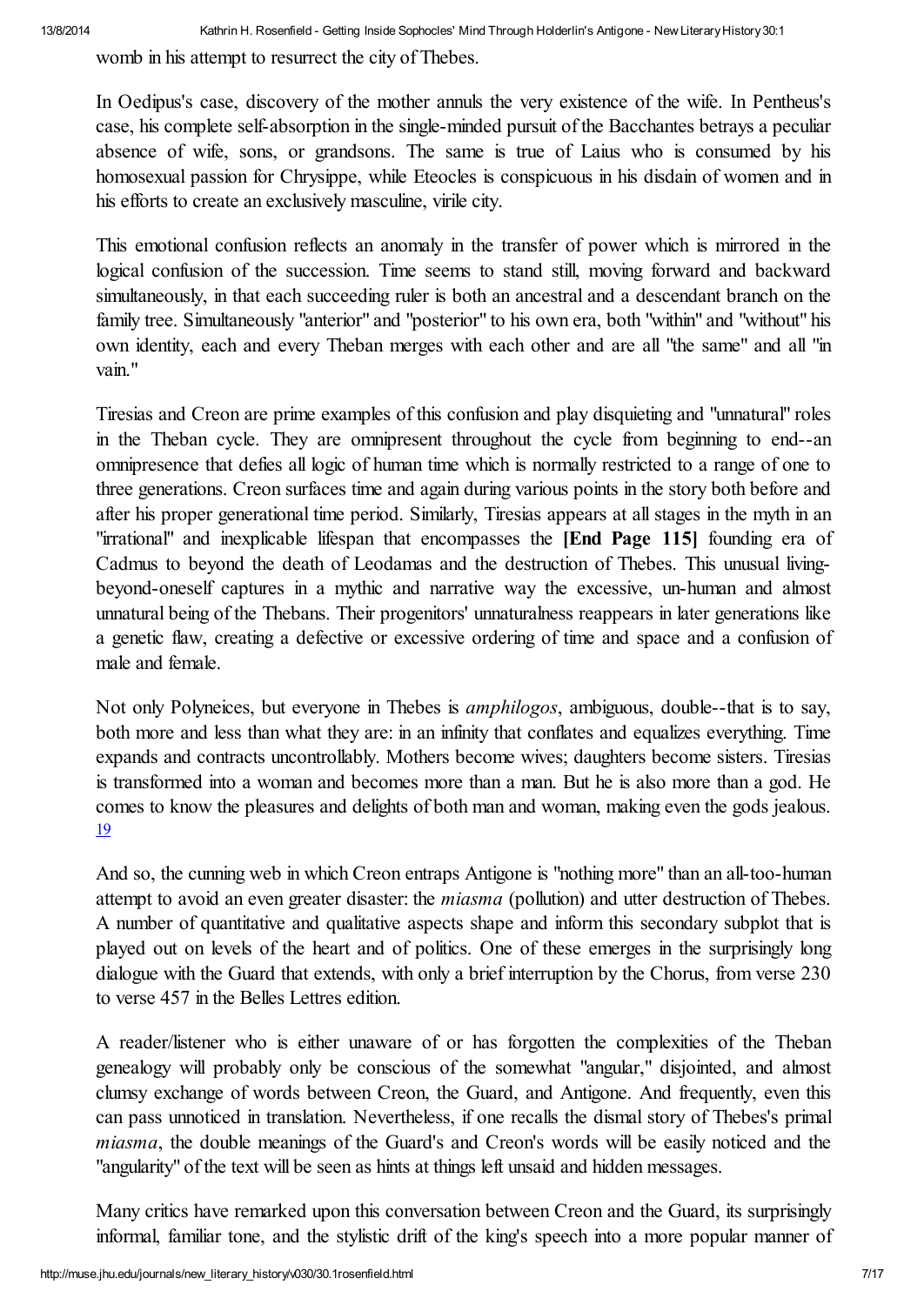womb in his attempt to resurrect the city of Thebes.

In Oedipus's case, discovery of the mother annuls the very existence of the wife. In Pentheus's case, his complete self-absorption in the single-minded pursuit of the Bacchantes betrays a peculiar absence of wife, sons, or grandsons. The same is true of Laius who is consumed by his homosexual passion for Chrysippe, while Eteocles is conspicuous in his disdain of women and in his efforts to create an exclusively masculine, virile city.

This emotional confusion reflects an anomaly in the transfer of power which is mirrored in the logical confusion of the succession. Time seems to stand still, moving forward and backward simultaneously, in that each succeeding ruler is both an ancestral and a descendant branch on the family tree. Simultaneously "anterior" and "posterior" to his own era, both "within" and "without" his own identity, each and every Theban merges with each other and are all "the same" and all "in vain."

Tiresias and Creon are prime examples of this confusion and play disquieting and "unnatural" roles in the Theban cycle. They are omnipresent throughout the cycle from beginning to end--an omnipresence that defies all logic of human time which is normally restricted to a range of one to three generations. Creon surfaces time and again during various points in the story both before and after his proper generational time period. Similarly, Tiresias appears at all stages in the myth in an "irrational" and inexplicable lifespan that encompasses the **[End Page 115]** founding era of Cadmus to beyond the death of Leodamas and the destruction of Thebes. This unusual living-beyond-oneself captures in a mythic and narrative way the excessive, un-human and almost unnatural being of the Thebans. Their progenitors' unnaturalness reappears in later generations like a genetic flaw, creating a defective or excessive ordering of time and space and a confusion of male and female.

Not only Polyneices, but everyone in Thebes is *amphilogos*, ambiguous, double--that is to say, both more and less than what they are: in an infinity that conflates and equalizes everything. Time expands and contracts uncontrollably. Mothers become wives; daughters become sisters. Tiresias is transformed into a woman and becomes more than a man. But he is also more than a god. He comes to know the pleasures and delights of both man and woman, making even the gods jealous. [19]

And so, the cunning web in which Creon entraps Antigone is "nothing more" than an all-too-human attempt to avoid an even greater disaster: the *miasma* (pollution) and utter destruction of Thebes. A number of quantitative and qualitative aspects shape and inform this secondary subplot that is played out on levels of the heart and of politics. One of these emerges in the surprisingly long dialogue with the Guard that extends, with only a brief interruption by the Chorus, from verse 230 to verse 457 in the Belles Lettres edition.

A reader/listener who is either unaware of or has forgotten the complexities of the Theban genealogy will probably only be conscious of the somewhat "angular," disjointed, and almost clumsy exchange of words between Creon, the Guard, and Antigone. And frequently, even this can pass unnoticed in translation. Nevertheless, if one recalls the dismal story of Thebes's primal *miasma*, the double meanings of the Guard's and Creon's words will be easily noticed and the "angularity" of the text will be seen as hints at things left unsaid and hidden messages.

Many critics have remarked upon this conversation between Creon and the Guard, its surprisingly informal, familiar tone, and the stylistic drift of the king's speech into a more popular manner of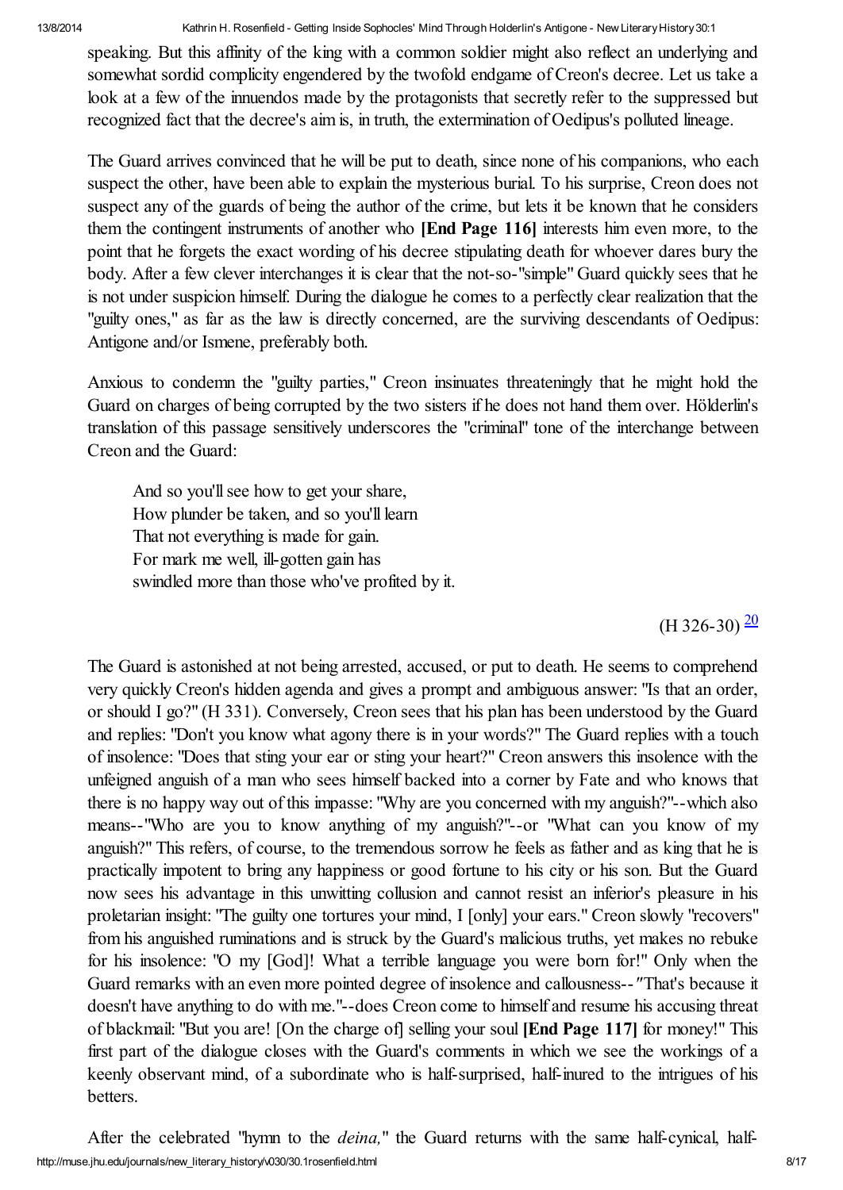speaking. But this affinity of the king with a common soldier might also reflect an underlying and somewhat sordid complicity engendered by the twofold endgame of Creon's decree. Let us take a look at a few of the innuendos made by the protagonists that secretly refer to the suppressed but recognized fact that the decree's aim is, in truth, the extermination of Oedipus's polluted lineage.

The Guard arrives convinced that he will be put to death, since none of his companions, who each suspect the other, have been able to explain the mysterious burial. To his surprise, Creon does not suspect any of the guards of being the author of the crime, but lets it be known that he considers them the contingent instruments of another who **[End Page 116]** interests him even more, to the point that he forgets the exact wording of his decree stipulating death for whoever dares bury the body. After a few clever interchanges it is clear that the not-so-"simple" Guard quickly sees that he is not under suspicion himself. During the dialogue he comes to a perfectly clear realization that the "guilty ones," as far as the law is directly concerned, are the surviving descendants of Oedipus: Antigone and/or Ismene, preferably both.

Anxious to condemn the "guilty parties," Creon insinuates threateningly that he might hold the Guard on charges of being corrupted by the two sisters if he does not hand them over. Hölderlin's translation of this passage sensitively underscores the "criminal" tone of the interchange between Creon and the Guard:

> And so you'll see how to get your share,
> How plunder be taken, and so you'll learn
> That not everything is made for gain.
> For mark me well, ill-gotten gain has
> swindled more than those who've profited by it.
>
> (H 326-30) [20]

The Guard is astonished at not being arrested, accused, or put to death. He seems to comprehend very quickly Creon's hidden agenda and gives a prompt and ambiguous answer: "Is that an order, or should I go?" (H 331). Conversely, Creon sees that his plan has been understood by the Guard and replies: "Don't you know what agony there is in your words?" The Guard replies with a touch of insolence: "Does that sting your ear or sting your heart?" Creon answers this insolence with the unfeigned anguish of a man who sees himself backed into a corner by Fate and who knows that there is no happy way out of this impasse: "Why are you concerned with my anguish?"--which also means--"Who are you to know anything of my anguish?"--or "What can you know of my anguish?" This refers, of course, to the tremendous sorrow he feels as father and as king that he is practically impotent to bring any happiness or good fortune to his city or his son. But the Guard now sees his advantage in this unwitting collusion and cannot resist an inferior's pleasure in his proletarian insight: "The guilty one tortures your mind, I [only] your ears." Creon slowly "recovers" from his anguished ruminations and is struck by the Guard's malicious truths, yet makes no rebuke for his insolence: "O my [God]! What a terrible language you were born for!" Only when the Guard remarks with an even more pointed degree of insolence and callousness--"That's because it doesn't have anything to do with me."--does Creon come to himself and resume his accusing threat of blackmail: "But you are! [On the charge of] selling your soul **[End Page 117]** for money!" This first part of the dialogue closes with the Guard's comments in which we see the workings of a keenly observant mind, of a subordinate who is half-surprised, half-inured to the intrigues of his betters.

After the celebrated "hymn to the *deina,*" the Guard returns with the same half-cynical, half-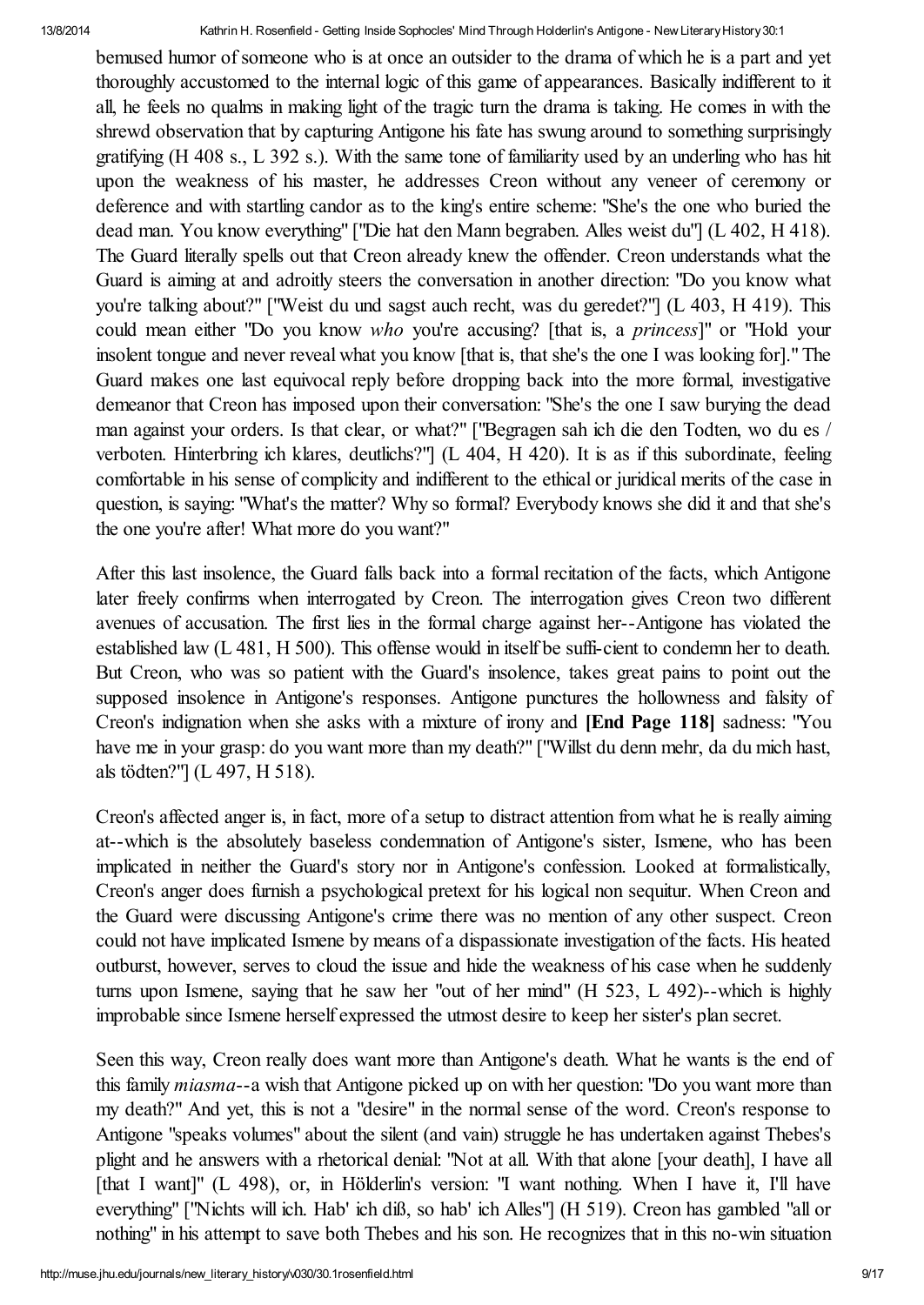bemused humor of someone who is at once an outsider to the drama of which he is a part and yet thoroughly accustomed to the internal logic of this game of appearances. Basically indifferent to it all, he feels no qualms in making light of the tragic turn the drama is taking. He comes in with the shrewd observation that by capturing Antigone his fate has swung around to something surprisingly gratifying (H 408 s., L 392 s.). With the same tone of familiarity used by an underling who has hit upon the weakness of his master, he addresses Creon without any veneer of ceremony or deference and with startling candor as to the king's entire scheme: "She's the one who buried the dead man. You know everything" ["Die hat den Mann begraben. Alles weist du"] (L 402, H 418). The Guard literally spells out that Creon already knew the offender. Creon understands what the Guard is aiming at and adroitly steers the conversation in another direction: "Do you know what you're talking about?" ["Weist du und sagst auch recht, was du geredet?"] (L 403, H 419). This could mean either "Do you know *who* you're accusing? [that is, a *princess*]" or "Hold your insolent tongue and never reveal what you know [that is, that she's the one I was looking for]." The Guard makes one last equivocal reply before dropping back into the more formal, investigative demeanor that Creon has imposed upon their conversation: "She's the one I saw burying the dead man against your orders. Is that clear, or what?" ["Begragen sah ich die den Todten, wo du es / verboten. Hinterbring ich klares, deutlichs?"] (L 404, H 420). It is as if this subordinate, feeling comfortable in his sense of complicity and indifferent to the ethical or juridical merits of the case in question, is saying: "What's the matter? Why so formal? Everybody knows she did it and that she's the one you're after! What more do you want?"

After this last insolence, the Guard falls back into a formal recitation of the facts, which Antigone later freely confirms when interrogated by Creon. The interrogation gives Creon two different avenues of accusation. The first lies in the formal charge against her--Antigone has violated the established law (L 481, H 500). This offense would in itself be suffi-cient to condemn her to death. But Creon, who was so patient with the Guard's insolence, takes great pains to point out the supposed insolence in Antigone's responses. Antigone punctures the hollowness and falsity of Creon's indignation when she asks with a mixture of irony and **[End Page 118]** sadness: "You have me in your grasp: do you want more than my death?" ["Willst du denn mehr, da du mich hast, als tödten?"] (L 497, H 518).

Creon's affected anger is, in fact, more of a setup to distract attention from what he is really aiming at--which is the absolutely baseless condemnation of Antigone's sister, Ismene, who has been implicated in neither the Guard's story nor in Antigone's confession. Looked at formalistically, Creon's anger does furnish a psychological pretext for his logical non sequitur. When Creon and the Guard were discussing Antigone's crime there was no mention of any other suspect. Creon could not have implicated Ismene by means of a dispassionate investigation of the facts. His heated outburst, however, serves to cloud the issue and hide the weakness of his case when he suddenly turns upon Ismene, saying that he saw her "out of her mind" (H 523, L 492)--which is highly improbable since Ismene herself expressed the utmost desire to keep her sister's plan secret.

Seen this way, Creon really does want more than Antigone's death. What he wants is the end of this family *miasma*--a wish that Antigone picked up on with her question: "Do you want more than my death?" And yet, this is not a "desire" in the normal sense of the word. Creon's response to Antigone "speaks volumes" about the silent (and vain) struggle he has undertaken against Thebes's plight and he answers with a rhetorical denial: "Not at all. With that alone [your death], I have all [that I want]" (L 498), or, in Hölderlin's version: "I want nothing. When I have it, I'll have everything" ["Nichts will ich. Hab' ich diß, so hab' ich Alles"] (H 519). Creon has gambled "all or nothing" in his attempt to save both Thebes and his son. He recognizes that in this no-win situation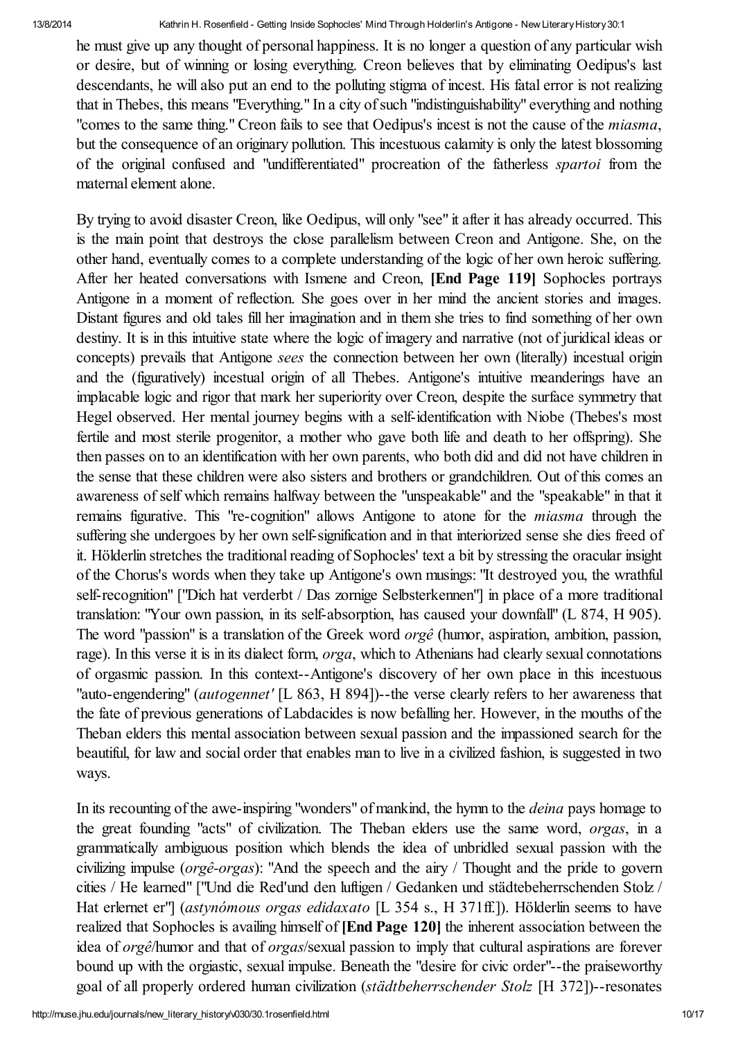he must give up any thought of personal happiness. It is no longer a question of any particular wish or desire, but of winning or losing everything. Creon believes that by eliminating Oedipus's last descendants, he will also put an end to the polluting stigma of incest. His fatal error is not realizing that in Thebes, this means "Everything." In a city of such "indistinguishability" everything and nothing "comes to the same thing." Creon fails to see that Oedipus's incest is not the cause of the *miasma*, but the consequence of an originary pollution. This incestuous calamity is only the latest blossoming of the original confused and "undifferentiated" procreation of the fatherless *spartoi* from the maternal element alone.

By trying to avoid disaster Creon, like Oedipus, will only "see" it after it has already occurred. This is the main point that destroys the close parallelism between Creon and Antigone. She, on the other hand, eventually comes to a complete understanding of the logic of her own heroic suffering. After her heated conversations with Ismene and Creon, **[End Page 119]** Sophocles portrays Antigone in a moment of reflection. She goes over in her mind the ancient stories and images. Distant figures and old tales fill her imagination and in them she tries to find something of her own destiny. It is in this intuitive state where the logic of imagery and narrative (not of juridical ideas or concepts) prevails that Antigone *sees* the connection between her own (literally) incestual origin and the (figuratively) incestual origin of all Thebes. Antigone's intuitive meanderings have an implacable logic and rigor that mark her superiority over Creon, despite the surface symmetry that Hegel observed. Her mental journey begins with a self-identification with Niobe (Thebes's most fertile and most sterile progenitor, a mother who gave both life and death to her offspring). She then passes on to an identification with her own parents, who both did and did not have children in the sense that these children were also sisters and brothers or grandchildren. Out of this comes an awareness of self which remains halfway between the "unspeakable" and the "speakable" in that it remains figurative. This "re-cognition" allows Antigone to atone for the *miasma* through the suffering she undergoes by her own self-signification and in that interiorized sense she dies freed of it. Hölderlin stretches the traditional reading of Sophocles' text a bit by stressing the oracular insight of the Chorus's words when they take up Antigone's own musings: "It destroyed you, the wrathful self-recognition" ["Dich hat verderbt / Das zornige Selbsterkennen"] in place of a more traditional translation: "Your own passion, in its self-absorption, has caused your downfall" (L 874, H 905). The word "passion" is a translation of the Greek word *orgê* (humor, aspiration, ambition, passion, rage). In this verse it is in its dialect form, *orga*, which to Athenians had clearly sexual connotations of orgasmic passion. In this context--Antigone's discovery of her own place in this incestuous "auto-engendering" (*autogennet'* [L 863, H 894])--the verse clearly refers to her awareness that the fate of previous generations of Labdacides is now befalling her. However, in the mouths of the Theban elders this mental association between sexual passion and the impassioned search for the beautiful, for law and social order that enables man to live in a civilized fashion, is suggested in two ways.

In its recounting of the awe-inspiring "wonders" of mankind, the hymn to the *deina* pays homage to the great founding "acts" of civilization. The Theban elders use the same word, *orgas*, in a grammatically ambiguous position which blends the idea of unbridled sexual passion with the civilizing impulse (*orgê-orgas*): "And the speech and the airy / Thought and the pride to govern cities / He learned" ["Und die Red'und den luftigen / Gedanken und städtebeherrschenden Stolz / Hat erlernet er"] (*astynómous orgas edidaxato* [L 354 s., H 371ff.]). Hölderlin seems to have realized that Sophocles is availing himself of **[End Page 120]** the inherent association between the idea of *orgê*/humor and that of *orgas*/sexual passion to imply that cultural aspirations are forever bound up with the orgiastic, sexual impulse. Beneath the "desire for civic order"--the praiseworthy goal of all properly ordered human civilization (*städtbeherrschender Stolz* [H 372])--resonates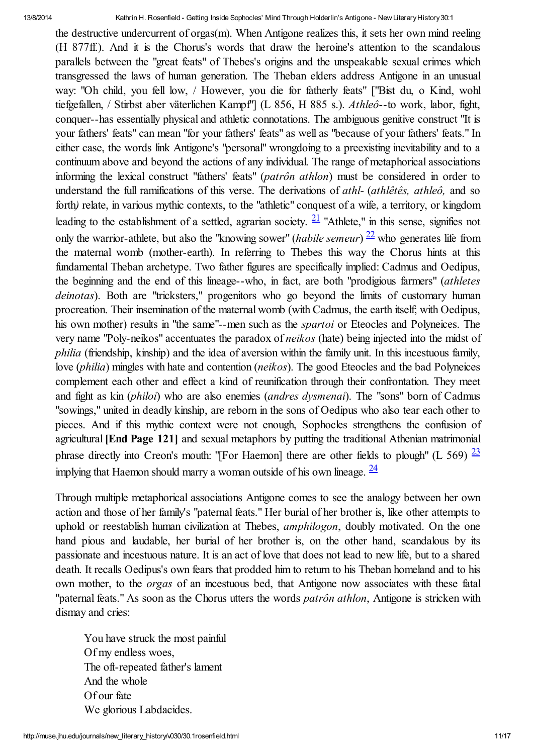the destructive undercurrent of orgas(m). When Antigone realizes this, it sets her own mind reeling (H 877ff.). And it is the Chorus's words that draw the heroine's attention to the scandalous parallels between the "great feats" of Thebes's origins and the unspeakable sexual crimes which transgressed the laws of human generation. The Theban elders address Antigone in an unusual way: "Oh child, you fell low, / However, you die for fatherly feats" ["Bist du, o Kind, wohl tiefgefallen, / Stirbst aber väterlichen Kampf"] (L 856, H 885 s.). *Athleô*--to work, labor, fight, conquer--has essentially physical and athletic connotations. The ambiguous genitive construct "It is your fathers' feats" can mean "for your fathers' feats" as well as "because of your fathers' feats." In either case, the words link Antigone's "personal" wrongdoing to a preexisting inevitability and to a continuum above and beyond the actions of any individual. The range of metaphorical associations informing the lexical construct "fathers' feats" (*patrôn athlon*) must be considered in order to understand the full ramifications of this verse. The derivations of *athl-* (*athlêtês, athleô,* and so forth*)* relate, in various mythic contexts, to the "athletic" conquest of a wife, a territory, or kingdom leading to the establishment of a settled, agrarian society. [21] "Athlete," in this sense, signifies not only the warrior-athlete, but also the "knowing sower" (*habile semeur*) [22] who generates life from the maternal womb (mother-earth). In referring to Thebes this way the Chorus hints at this fundamental Theban archetype. Two father figures are specifically implied: Cadmus and Oedipus, the beginning and the end of this lineage--who, in fact, are both "prodigious farmers" (*athletes deinotas*). Both are "tricksters," progenitors who go beyond the limits of customary human procreation. Their insemination of the maternal womb (with Cadmus, the earth itself; with Oedipus, his own mother) results in "the same"--men such as the *spartoi* or Eteocles and Polyneices. The very name "Poly-neikos" accentuates the paradox of *neikos* (hate) being injected into the midst of *philia* (friendship, kinship) and the idea of aversion within the family unit. In this incestuous family, love (*philia*) mingles with hate and contention (*neikos*). The good Eteocles and the bad Polyneices complement each other and effect a kind of reunification through their confrontation. They meet and fight as kin (*philoi*) who are also enemies (*andres dysmenai*). The "sons" born of Cadmus "sowings," united in deadly kinship, are reborn in the sons of Oedipus who also tear each other to pieces. And if this mythic context were not enough, Sophocles strengthens the confusion of agricultural **[End Page 121]** and sexual metaphors by putting the traditional Athenian matrimonial phrase directly into Creon's mouth: "[For Haemon] there are other fields to plough" (L 569) [23] implying that Haemon should marry a woman outside of his own lineage. [24]

Through multiple metaphorical associations Antigone comes to see the analogy between her own action and those of her family's "paternal feats." Her burial of her brother is, like other attempts to uphold or reestablish human civilization at Thebes, *amphilogon*, doubly motivated. On the one hand pious and laudable, her burial of her brother is, on the other hand, scandalous by its passionate and incestuous nature. It is an act of love that does not lead to new life, but to a shared death. It recalls Oedipus's own fears that prodded him to return to his Theban homeland and to his own mother, to the *orgas* of an incestuous bed, that Antigone now associates with these fatal "paternal feats." As soon as the Chorus utters the words *patrôn athlon*, Antigone is stricken with dismay and cries:

> You have struck the most painful
> Of my endless woes,
> The oft-repeated father's lament
> And the whole
> Of our fate
> We glorious Labdacides.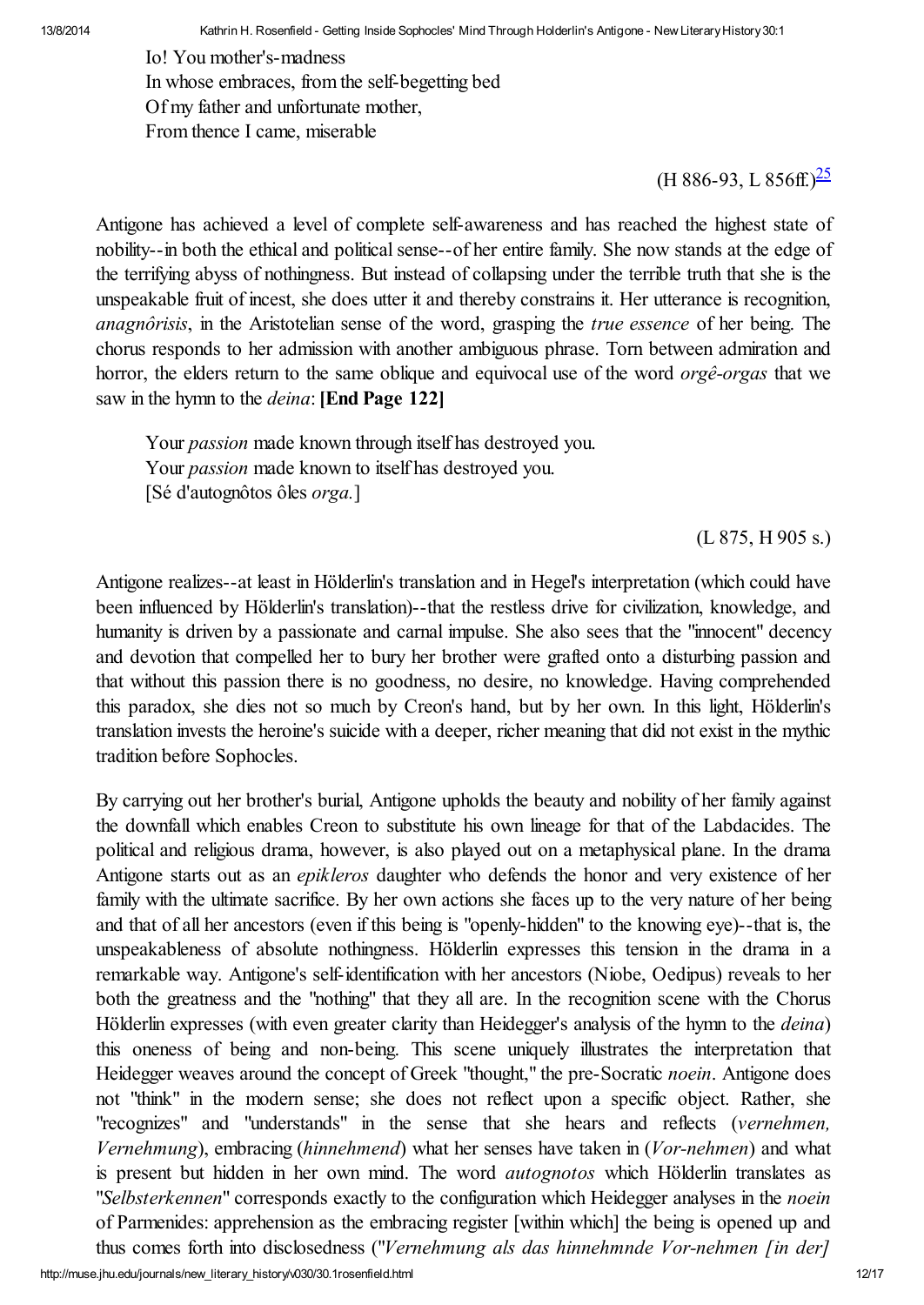Io! You mother's-madness  
In whose embraces, from the self-begetting bed  
Of my father and unfortunate mother,  
From thence I came, miserable

(H 886-93, L 856ff.)[25]

Antigone has achieved a level of complete self-awareness and has reached the highest state of nobility--in both the ethical and political sense--of her entire family. She now stands at the edge of the terrifying abyss of nothingness. But instead of collapsing under the terrible truth that she is the unspeakable fruit of incest, she does utter it and thereby constrains it. Her utterance is recognition, *anagnôrisis*, in the Aristotelian sense of the word, grasping the *true essence* of her being. The chorus responds to her admission with another ambiguous phrase. Torn between admiration and horror, the elders return to the same oblique and equivocal use of the word *orgê-orgas* that we saw in the hymn to the *deina*: **[End Page 122]**

Your *passion* made known through itself has destroyed you.  
Your *passion* made known to itself has destroyed you.  
[Sé d'autognôtos ôles *orga*.]

(L 875, H 905 s.)

Antigone realizes--at least in Hölderlin's translation and in Hegel's interpretation (which could have been influenced by Hölderlin's translation)--that the restless drive for civilization, knowledge, and humanity is driven by a passionate and carnal impulse. She also sees that the "innocent" decency and devotion that compelled her to bury her brother were grafted onto a disturbing passion and that without this passion there is no goodness, no desire, no knowledge. Having comprehended this paradox, she dies not so much by Creon's hand, but by her own. In this light, Hölderlin's translation invests the heroine's suicide with a deeper, richer meaning that did not exist in the mythic tradition before Sophocles.

By carrying out her brother's burial, Antigone upholds the beauty and nobility of her family against the downfall which enables Creon to substitute his own lineage for that of the Labdacides. The political and religious drama, however, is also played out on a metaphysical plane. In the drama Antigone starts out as an *epikleros* daughter who defends the honor and very existence of her family with the ultimate sacrifice. By her own actions she faces up to the very nature of her being and that of all her ancestors (even if this being is "openly-hidden" to the knowing eye)--that is, the unspeakableness of absolute nothingness. Hölderlin expresses this tension in the drama in a remarkable way. Antigone's self-identification with her ancestors (Niobe, Oedipus) reveals to her both the greatness and the "nothing" that they all are. In the recognition scene with the Chorus Hölderlin expresses (with even greater clarity than Heidegger's analysis of the hymn to the *deina*) this oneness of being and non-being. This scene uniquely illustrates the interpretation that Heidegger weaves around the concept of Greek "thought," the pre-Socratic *noein*. Antigone does not "think" in the modern sense; she does not reflect upon a specific object. Rather, she "recognizes" and "understands" in the sense that she hears and reflects (*vernehmen, Vernehmung*), embracing (*hinnehmend*) what her senses have taken in (*Vor-nehmen*) and what is present but hidden in her own mind. The word *autognotos* which Hölderlin translates as "*Selbsterkennen*" corresponds exactly to the configuration which Heidegger analyses in the *noein* of Parmenides: apprehension as the embracing register [within which] the being is opened up and thus comes forth into disclosedness ("*Vernehmung als das hinnehmnde Vor-nehmen [in der]*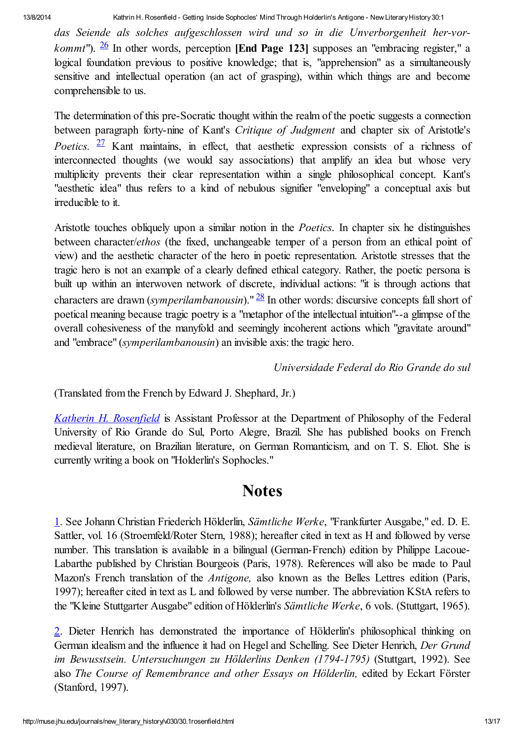*das Seiende als solches aufgeschlossen wird und so in die Unverborgenheit her-vor-kommt*"). [26] In other words, perception **[End Page 123]** supposes an "embracing register," a logical foundation previous to positive knowledge; that is, "apprehension" as a simultaneously sensitive and intellectual operation (an act of grasping), within which things are and become comprehensible to us.

The determination of this pre-Socratic thought within the realm of the poetic suggests a connection between paragraph forty-nine of Kant's *Critique of Judgment* and chapter six of Aristotle's *Poetics.* [27] Kant maintains, in effect, that aesthetic expression consists of a richness of interconnected thoughts (we would say associations) that amplify an idea but whose very multiplicity prevents their clear representation within a single philosophical concept. Kant's "aesthetic idea" thus refers to a kind of nebulous signifier "enveloping" a conceptual axis but irreducible to it.

Aristotle touches obliquely upon a similar notion in the *Poetics*. In chapter six he distinguishes between character/*ethos* (the fixed, unchangeable temper of a person from an ethical point of view) and the aesthetic character of the hero in poetic representation. Aristotle stresses that the tragic hero is not an example of a clearly defined ethical category. Rather, the poetic persona is built up within an interwoven network of discrete, individual actions: "it is through actions that characters are drawn (*symperilambanousin*)." [28] In other words: discursive concepts fall short of poetical meaning because tragic poetry is a "metaphor of the intellectual intuition"--a glimpse of the overall cohesiveness of the manyfold and seemingly incoherent actions which "gravitate around" and "embrace" (*symperilambanousin*) an invisible axis: the tragic hero.

*Universidade Federal do Rio Grande do sul*

(Translated from the French by Edward J. Shephard, Jr.)

Katherin H. Rosenfield is Assistant Professor at the Department of Philosophy of the Federal University of Rio Grande do Sul, Porto Alegre, Brazil. She has published books on French medieval literature, on Brazilian literature, on German Romanticism, and on T. S. Eliot. She is currently writing a book on "Holderlin's Sophocles."

# Notes

1. See Johann Christian Friederich Hölderlin, *Sämtliche Werke*, "Frankfurter Ausgabe," ed. D. E. Sattler, vol. 16 (Stroemfeld/Roter Stern, 1988); hereafter cited in text as H and followed by verse number. This translation is available in a bilingual (German-French) edition by Philippe Lacoue-Labarthe published by Christian Bourgeois (Paris, 1978). References will also be made to Paul Mazon's French translation of the *Antigone,* also known as the Belles Lettres edition (Paris, 1997); hereafter cited in text as L and followed by verse number. The abbreviation KStA refers to the "Kleine Stuttgarter Ausgabe" edition of Hölderlin's *Sämtliche Werke*, 6 vols. (Stuttgart, 1965).

2. Dieter Henrich has demonstrated the importance of Hölderlin's philosophical thinking on German idealism and the influence it had on Hegel and Schelling. See Dieter Henrich, *Der Grund im Bewusstsein. Untersuchungen zu Hölderlins Denken (1794-1795)* (Stuttgart, 1992). See also *The Course of Remembrance and other Essays on Hölderlin,* edited by Eckart Förster (Stanford, 1997).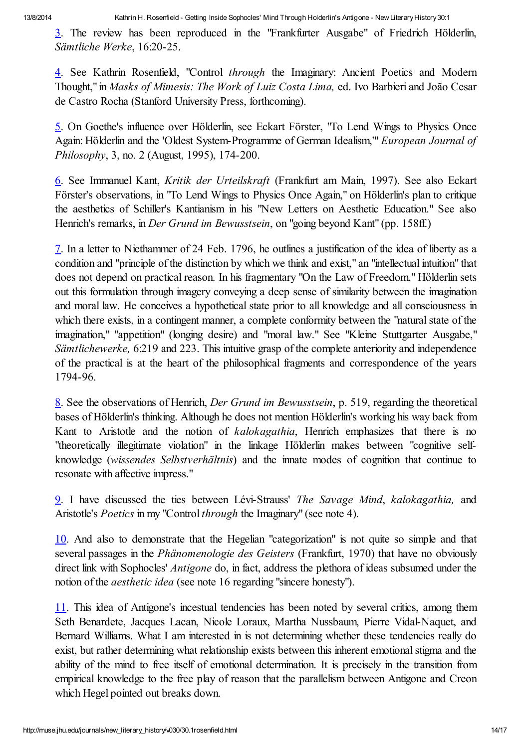3. The review has been reproduced in the "Frankfurter Ausgabe" of Friedrich Hölderlin, *Sämtliche Werke*, 16:20-25.

4. See Kathrin Rosenfield, "Control *through* the Imaginary: Ancient Poetics and Modern Thought," in *Masks of Mimesis: The Work of Luiz Costa Lima,* ed. Ivo Barbieri and João Cesar de Castro Rocha (Stanford University Press, forthcoming).

5. On Goethe's influence over Hölderlin, see Eckart Förster, "To Lend Wings to Physics Once Again: Hölderlin and the 'Oldest System-Programme of German Idealism,'" *European Journal of Philosophy*, 3, no. 2 (August, 1995), 174-200.

6. See Immanuel Kant, *Kritik der Urteilskraft* (Frankfurt am Main, 1997). See also Eckart Förster's observations, in "To Lend Wings to Physics Once Again," on Hölderlin's plan to critique the aesthetics of Schiller's Kantianism in his "New Letters on Aesthetic Education." See also Henrich's remarks, in *Der Grund im Bewusstsein*, on "going beyond Kant" (pp. 158ff.)

7. In a letter to Niethammer of 24 Feb. 1796, he outlines a justification of the idea of liberty as a condition and "principle of the distinction by which we think and exist," an "intellectual intuition" that does not depend on practical reason. In his fragmentary "On the Law of Freedom," Hölderlin sets out this formulation through imagery conveying a deep sense of similarity between the imagination and moral law. He conceives a hypothetical state prior to all knowledge and all consciousness in which there exists, in a contingent manner, a complete conformity between the "natural state of the imagination," "appetition" (longing desire) and "moral law." See "Kleine Stuttgarter Ausgabe," *Sämtlichewerke,* 6:219 and 223. This intuitive grasp of the complete anteriority and independence of the practical is at the heart of the philosophical fragments and correspondence of the years 1794-96.

8. See the observations of Henrich, *Der Grund im Bewusstsein*, p. 519, regarding the theoretical bases of Hölderlin's thinking. Although he does not mention Hölderlin's working his way back from Kant to Aristotle and the notion of *kalokagathia*, Henrich emphasizes that there is no "theoretically illegitimate violation" in the linkage Hölderlin makes between "cognitive self-knowledge (*wissendes Selbstverhältnis*) and the innate modes of cognition that continue to resonate with affective impress."

9. I have discussed the ties between Lévi-Strauss' *The Savage Mind*, *kalokagathia,* and Aristotle's *Poetics* in my "Control *through* the Imaginary" (see note 4).

10. And also to demonstrate that the Hegelian "categorization" is not quite so simple and that several passages in the *Phänomenologie des Geisters* (Frankfurt, 1970) that have no obviously direct link with Sophocles' *Antigone* do, in fact, address the plethora of ideas subsumed under the notion of the *aesthetic idea* (see note 16 regarding "sincere honesty").

11. This idea of Antigone's incestual tendencies has been noted by several critics, among them Seth Benardete, Jacques Lacan, Nicole Loraux, Martha Nussbaum, Pierre Vidal-Naquet, and Bernard Williams. What I am interested in is not determining whether these tendencies really do exist, but rather determining what relationship exists between this inherent emotional stigma and the ability of the mind to free itself of emotional determination. It is precisely in the transition from empirical knowledge to the free play of reason that the parallelism between Antigone and Creon which Hegel pointed out breaks down.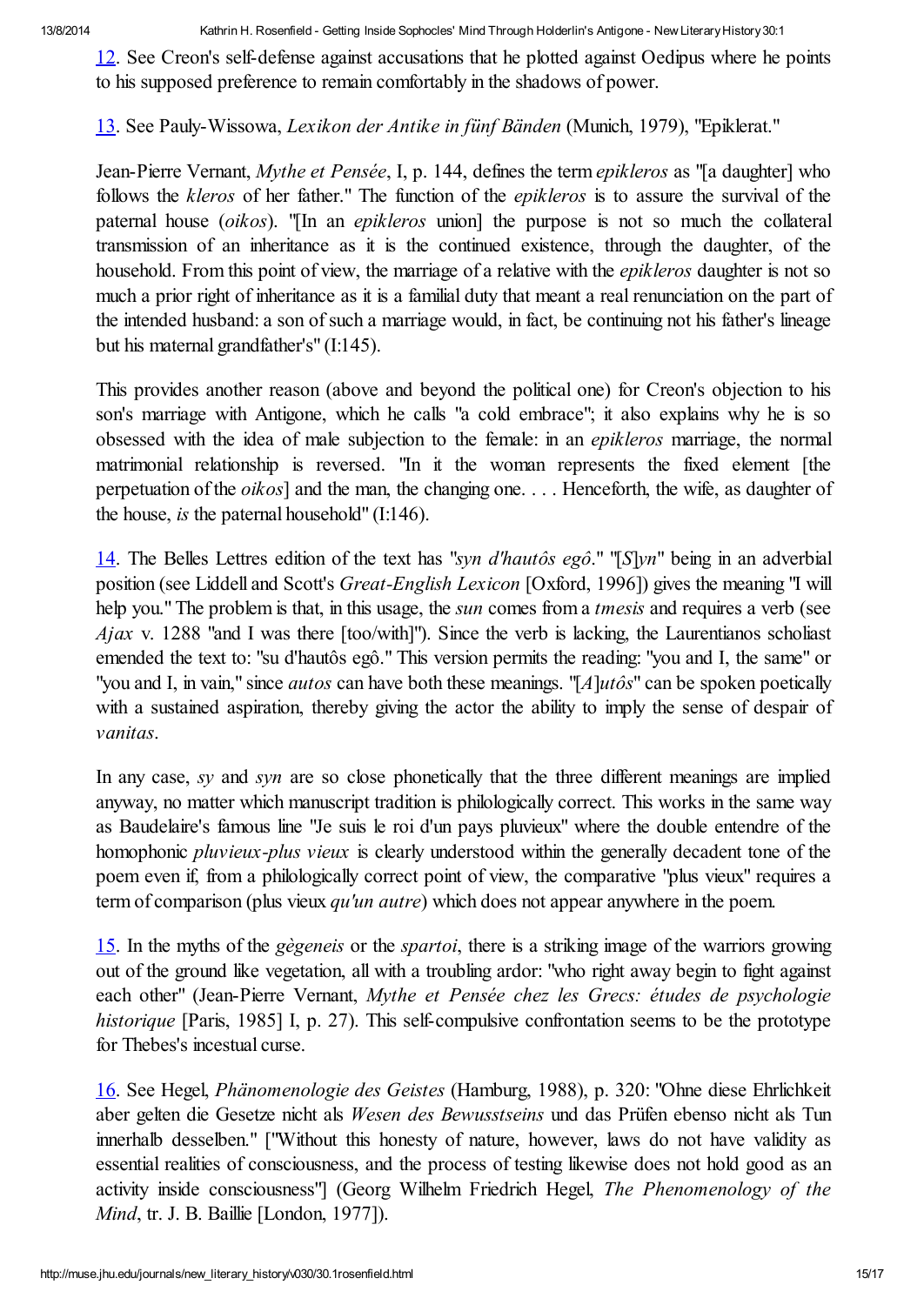12. See Creon's self-defense against accusations that he plotted against Oedipus where he points to his supposed preference to remain comfortably in the shadows of power.

13. See Pauly-Wissowa, *Lexikon der Antike in fünf Bänden* (Munich, 1979), "Epiklerat."

Jean-Pierre Vernant, *Mythe et Pensée*, I, p. 144, defines the term *epikleros* as "[a daughter] who follows the *kleros* of her father." The function of the *epikleros* is to assure the survival of the paternal house (*oikos*). "[In an *epikleros* union] the purpose is not so much the collateral transmission of an inheritance as it is the continued existence, through the daughter, of the household. From this point of view, the marriage of a relative with the *epikleros* daughter is not so much a prior right of inheritance as it is a familial duty that meant a real renunciation on the part of the intended husband: a son of such a marriage would, in fact, be continuing not his father's lineage but his maternal grandfather's" (I:145).

This provides another reason (above and beyond the political one) for Creon's objection to his son's marriage with Antigone, which he calls "a cold embrace"; it also explains why he is so obsessed with the idea of male subjection to the female: in an *epikleros* marriage, the normal matrimonial relationship is reversed. "In it the woman represents the fixed element [the perpetuation of the *oikos*] and the man, the changing one. . . . Henceforth, the wife, as daughter of the house, *is* the paternal household" (I:146).

14. The Belles Lettres edition of the text has "*syn d'hautôs egô*." "[*S*]*yn*" being in an adverbial position (see Liddell and Scott's *Great-English Lexicon* [Oxford, 1996]) gives the meaning "I will help you." The problem is that, in this usage, the *sun* comes from a *tmesis* and requires a verb (see *Ajax* v. 1288 "and I was there [too/with]"). Since the verb is lacking, the Laurentianos scholiast emended the text to: "su d'hautôs egô." This version permits the reading: "you and I, the same" or "you and I, in vain," since *autos* can have both these meanings. "[*A*]*utôs*" can be spoken poetically with a sustained aspiration, thereby giving the actor the ability to imply the sense of despair of *vanitas*.

In any case, *sy* and *syn* are so close phonetically that the three different meanings are implied anyway, no matter which manuscript tradition is philologically correct. This works in the same way as Baudelaire's famous line "Je suis le roi d'un pays pluvieux" where the double entendre of the homophonic *pluvieux-plus vieux* is clearly understood within the generally decadent tone of the poem even if, from a philologically correct point of view, the comparative "plus vieux" requires a term of comparison (plus vieux *qu'un autre*) which does not appear anywhere in the poem.

15. In the myths of the *gègeneis* or the *spartoi*, there is a striking image of the warriors growing out of the ground like vegetation, all with a troubling ardor: "who right away begin to fight against each other" (Jean-Pierre Vernant, *Mythe et Pensée chez les Grecs: études de psychologie historique* [Paris, 1985] I, p. 27). This self-compulsive confrontation seems to be the prototype for Thebes's incestual curse.

16. See Hegel, *Phänomenologie des Geistes* (Hamburg, 1988), p. 320: "Ohne diese Ehrlichkeit aber gelten die Gesetze nicht als *Wesen des Bewusstseins* und das Prüfen ebenso nicht als Tun innerhalb desselben." ["Without this honesty of nature, however, laws do not have validity as essential realities of consciousness, and the process of testing likewise does not hold good as an activity inside consciousness"] (Georg Wilhelm Friedrich Hegel, *The Phenomenology of the Mind*, tr. J. B. Baillie [London, 1977]).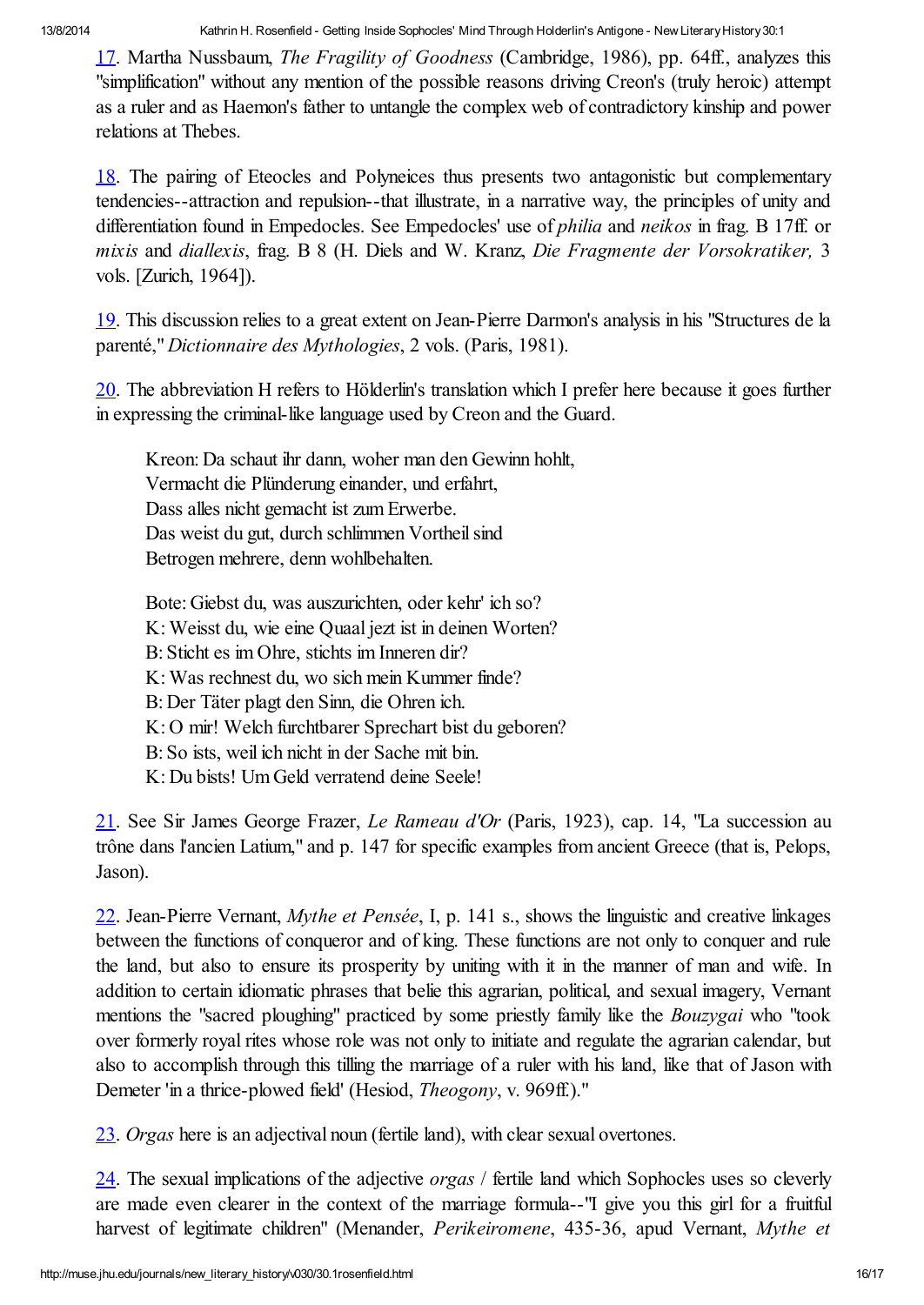17. Martha Nussbaum, *The Fragility of Goodness* (Cambridge, 1986), pp. 64ff., analyzes this "simplification" without any mention of the possible reasons driving Creon's (truly heroic) attempt as a ruler and as Haemon's father to untangle the complex web of contradictory kinship and power relations at Thebes.

18. The pairing of Eteocles and Polyneices thus presents two antagonistic but complementary tendencies--attraction and repulsion--that illustrate, in a narrative way, the principles of unity and differentiation found in Empedocles. See Empedocles' use of *philia* and *neikos* in frag. B 17ff. or *mixis* and *diallexis*, frag. B 8 (H. Diels and W. Kranz, *Die Fragmente der Vorsokratiker,* 3 vols. [Zurich, 1964]).

19. This discussion relies to a great extent on Jean-Pierre Darmon's analysis in his "Structures de la parenté," *Dictionnaire des Mythologies*, 2 vols. (Paris, 1981).

20. The abbreviation H refers to Hölderlin's translation which I prefer here because it goes further in expressing the criminal-like language used by Creon and the Guard.

> Kreon: Da schaut ihr dann, woher man den Gewinn hohlt,
> Vermacht die Plünderung einander, und erfahrt,
> Dass alles nicht gemacht ist zum Erwerbe.
> Das weist du gut, durch schlimmen Vortheil sind
> Betrogen mehrere, denn wohlbehalten.
>
> Bote: Giebst du, was auszurichten, oder kehr' ich so?
> K: Weisst du, wie eine Quaal jezt ist in deinen Worten?
> B: Sticht es im Ohre, stichts im Inneren dir?
> K: Was rechnest du, wo sich mein Kummer finde?
> B: Der Täter plagt den Sinn, die Ohren ich.
> K: O mir! Welch furchtbarer Sprechart bist du geboren?
> B: So ists, weil ich nicht in der Sache mit bin.
> K: Du bists! Um Geld verratend deine Seele!

21. See Sir James George Frazer, *Le Rameau d'Or* (Paris, 1923), cap. 14, "La succession au trône dans l'ancien Latium," and p. 147 for specific examples from ancient Greece (that is, Pelops, Jason).

22. Jean-Pierre Vernant, *Mythe et Pensée*, I, p. 141 s., shows the linguistic and creative linkages between the functions of conqueror and of king. These functions are not only to conquer and rule the land, but also to ensure its prosperity by uniting with it in the manner of man and wife. In addition to certain idiomatic phrases that belie this agrarian, political, and sexual imagery, Vernant mentions the "sacred ploughing" practiced by some priestly family like the *Bouzygai* who "took over formerly royal rites whose role was not only to initiate and regulate the agrarian calendar, but also to accomplish through this tilling the marriage of a ruler with his land, like that of Jason with Demeter 'in a thrice-plowed field' (Hesiod, *Theogony*, v. 969ff.)."

23. *Orgas* here is an adjectival noun (fertile land), with clear sexual overtones.

24. The sexual implications of the adjective *orgas* / fertile land which Sophocles uses so cleverly are made even clearer in the context of the marriage formula--"I give you this girl for a fruitful harvest of legitimate children" (Menander, *Perikeiromene*, 435-36, apud Vernant, *Mythe et*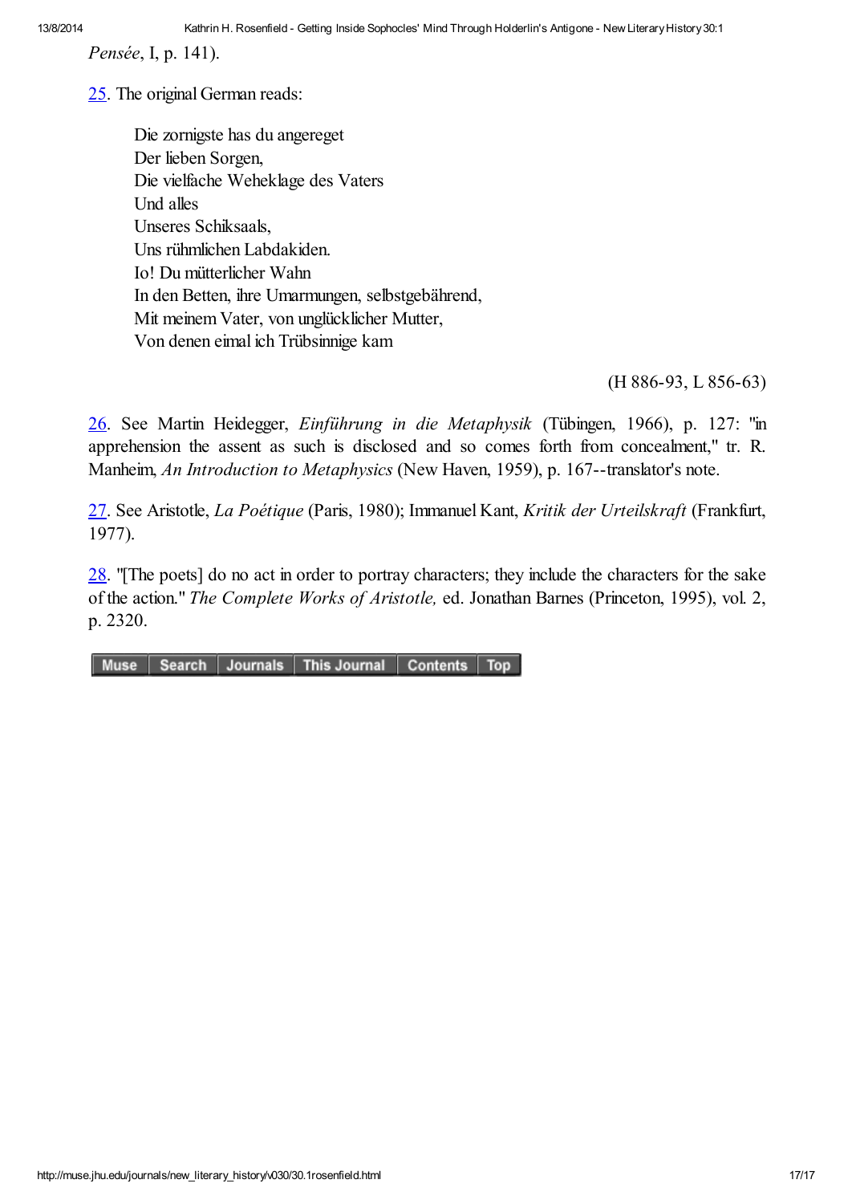*Pensée*, I, p. 141).

25. The original German reads:

> Die zornigste has du angereget
> Der lieben Sorgen,
> Die vielfache Weheklage des Vaters
> Und alles
> Unseres Schiksaals,
> Uns rühmlichen Labdakiden.
> Io! Du mütterlicher Wahn
> In den Betten, ihre Umarmungen, selbstgebährend,
> Mit meinem Vater, von unglücklicher Mutter,
> Von denen eimal ich Trübsinnige kam

(H 886-93, L 856-63)

26. See Martin Heidegger, *Einführung in die Metaphysik* (Tübingen, 1966), p. 127: "in apprehension the assent as such is disclosed and so comes forth from concealment," tr. R. Manheim, *An Introduction to Metaphysics* (New Haven, 1959), p. 167--translator's note.

27. See Aristotle, *La Poétique* (Paris, 1980); Immanuel Kant, *Kritik der Urteilskraft* (Frankfurt, 1977).

28. "[The poets] do no act in order to portray characters; they include the characters for the sake of the action." *The Complete Works of Aristotle,* ed. Jonathan Barnes (Princeton, 1995), vol. 2, p. 2320.